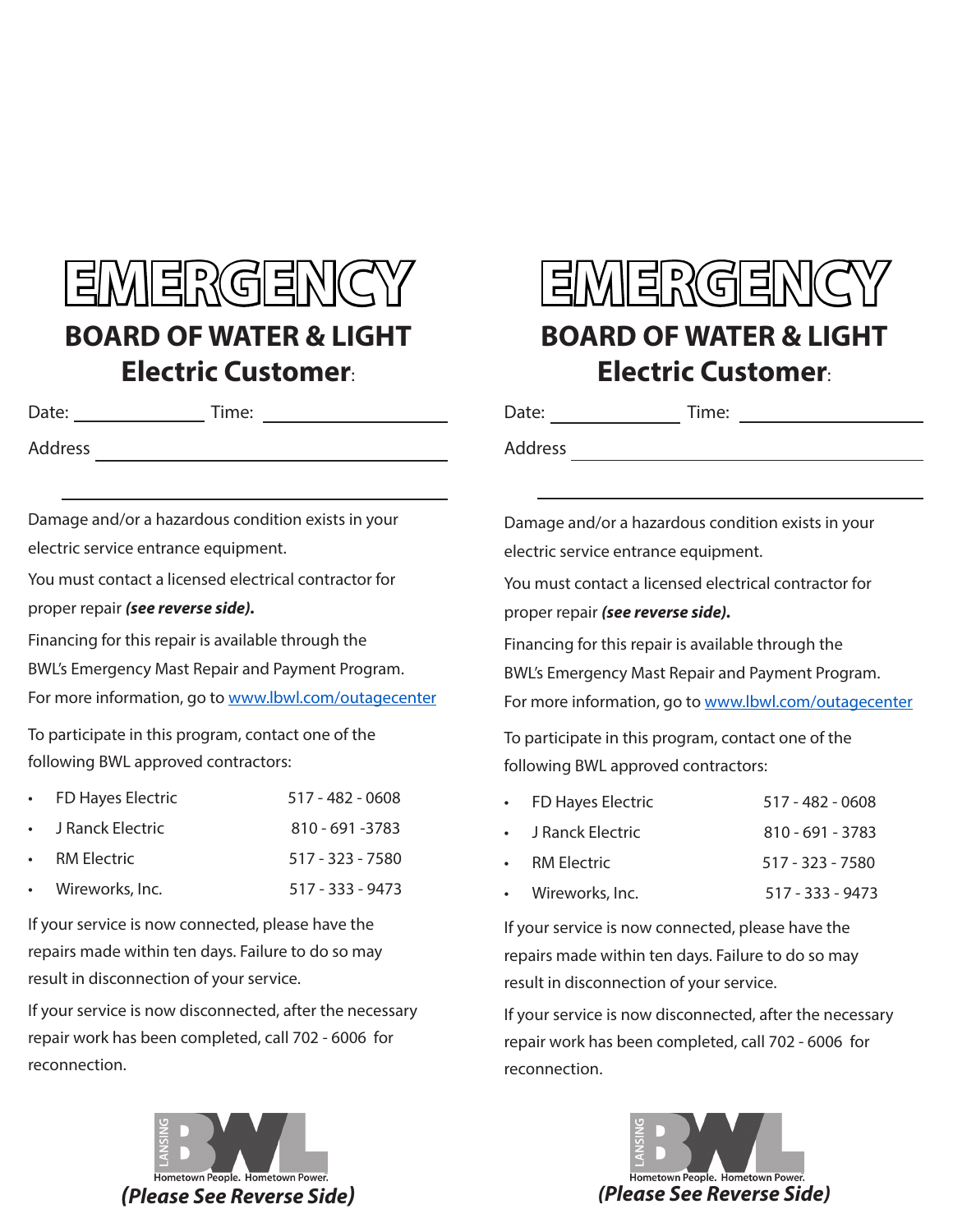# EMERGENCY

## BOARD OF WATER & LIGHT

## Electric Customer:

Date: ______________ Time: __________________

Address ______________________________________

______________________________________

Damage and/or a hazardous condition exists in your electric service entrance equipment.

You must contact a licensed electrical contractor for proper repair ***(see reverse side).***

Financing for this repair is available through the BWL's Emergency Mast Repair and Payment Program. For more information, go to www.lbwl.com/outagecenter

To participate in this program, contact one of the following BWL approved contractors:

- FD Hayes Electric 517 - 482 - 0608
- J Ranck Electric 810 - 691 -3783
- RM Electric 517 - 323 - 7580
- Wireworks, Inc. 517 - 333 - 9473

If your service is now connected, please have the repairs made within ten days. Failure to do so may result in disconnection of your service.

If your service is now disconnected, after the necessary repair work has been completed, call 702 - 6006 for reconnection.

LANSING BWL
Hometown People. Hometown Power.

***(Please See Reverse Side)***

# EMERGENCY

## BOARD OF WATER & LIGHT

## Electric Customer:

Date: ______________ Time: __________________

Address ______________________________________

______________________________________

Damage and/or a hazardous condition exists in your electric service entrance equipment.

You must contact a licensed electrical contractor for proper repair ***(see reverse side).***

Financing for this repair is available through the BWL's Emergency Mast Repair and Payment Program. For more information, go to www.lbwl.com/outagecenter

To participate in this program, contact one of the following BWL approved contractors:

- FD Hayes Electric 517 - 482 - 0608
- J Ranck Electric 810 - 691 - 3783
- RM Electric 517 - 323 - 7580
- Wireworks, Inc. 517 - 333 - 9473

If your service is now connected, please have the repairs made within ten days. Failure to do so may result in disconnection of your service.

If your service is now disconnected, after the necessary repair work has been completed, call 702 - 6006 for reconnection.

LANSING BWL
Hometown People. Hometown Power.

***(Please See Reverse Side)***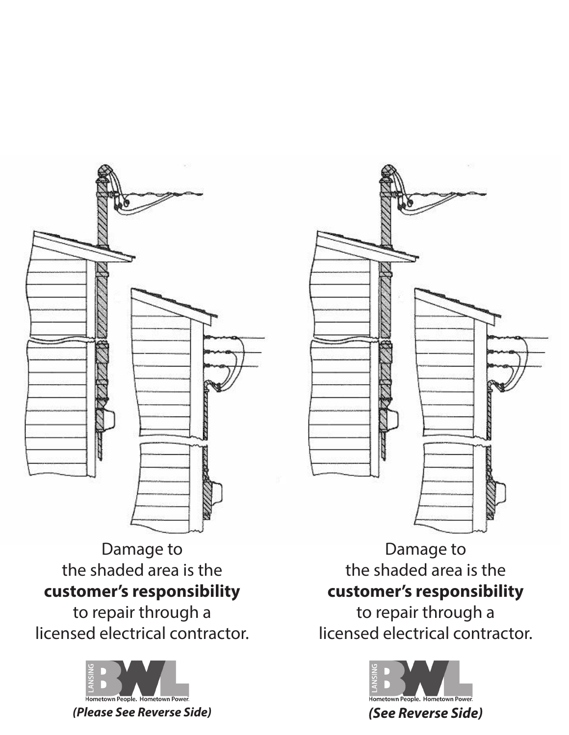Damage to
the shaded area is the
**customer's responsibility**
to repair through a
licensed electrical contractor.

LANSING BWL
Hometown People. Hometown Power.

***(Please See Reverse Side)***

Damage to
the shaded area is the
**customer's responsibility**
to repair through a
licensed electrical contractor.

LANSING BWL
Hometown People. Hometown Power.

***(See Reverse Side)***